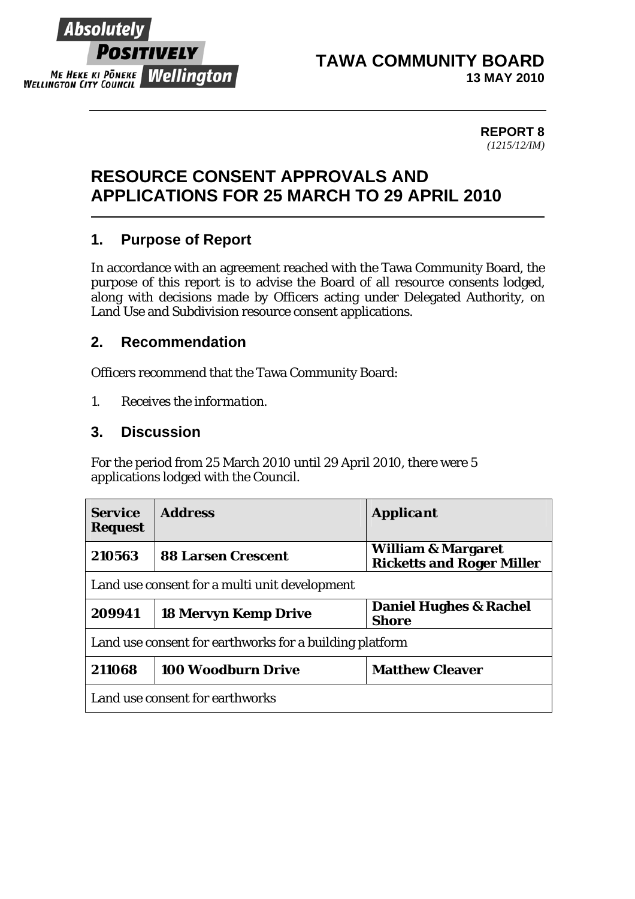# TAWA COMMUNITY BOARD

**13 MAY 2010**

**REPORT 8**
*(1215/12/IM)*

# RESOURCE CONSENT APPROVALS AND APPLICATIONS FOR 25 MARCH TO 29 APRIL 2010

## 1. Purpose of Report

In accordance with an agreement reached with the Tawa Community Board, the purpose of this report is to advise the Board of all resource consents lodged, along with decisions made by Officers acting under Delegated Authority, on Land Use and Subdivision resource consent applications.

## 2. Recommendation

Officers recommend that the Tawa Community Board:

1. *Receives the information.*

## 3. Discussion

For the period from 25 March 2010 until 29 April 2010, there were 5 applications lodged with the Council.

| Service Request | Address | Applicant |
|---|---|---|
| **210563** | **88 Larsen Crescent** | **William & Margaret Ricketts and Roger Miller** |
| Land use consent for a multi unit development | | |
| **209941** | **18 Mervyn Kemp Drive** | **Daniel Hughes & Rachel Shore** |
| Land use consent for earthworks for a building platform | | |
| **211068** | **100 Woodburn Drive** | **Matthew Cleaver** |
| Land use consent for earthworks | | |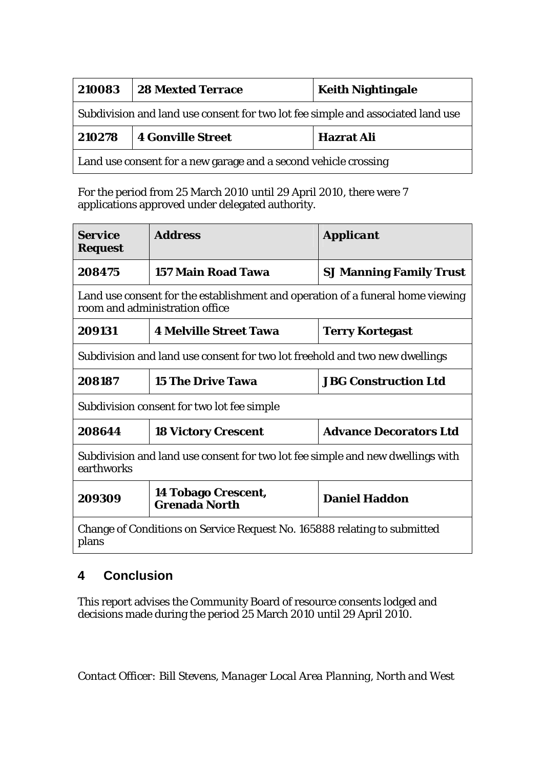| | | |
|---|---|---|
| **210083** | **28 Mexted Terrace** | **Keith Nightingale** |
| Subdivision and land use consent for two lot fee simple and associated land use | | |
| **210278** | **4 Gonville Street** | **Hazrat Ali** |
| Land use consent for a new garage and a second vehicle crossing | | |

For the period from 25 March 2010 until 29 April 2010, there were 7 applications approved under delegated authority.

| **Service Request** | **Address** | **Applicant** |
|---|---|---|
| **208475** | **157 Main Road Tawa** | **SJ Manning Family Trust** |
| Land use consent for the establishment and operation of a funeral home viewing room and administration office | | |
| **209131** | **4 Melville Street Tawa** | **Terry Kortegast** |
| Subdivision and land use consent for two lot freehold and two new dwellings | | |
| **208187** | **15 The Drive Tawa** | **JBG Construction Ltd** |
| Subdivision consent for two lot fee simple | | |
| **208644** | **18 Victory Crescent** | **Advance Decorators Ltd** |
| Subdivision and land use consent for two lot fee simple and new dwellings with earthworks | | |
| **209309** | **14 Tobago Crescent, Grenada North** | **Daniel Haddon** |
| Change of Conditions on Service Request No. 165888 relating to submitted plans | | |

## 4 Conclusion

This report advises the Community Board of resource consents lodged and decisions made during the period 25 March 2010 until 29 April 2010.

*Contact Officer: Bill Stevens, Manager Local Area Planning, North and West*